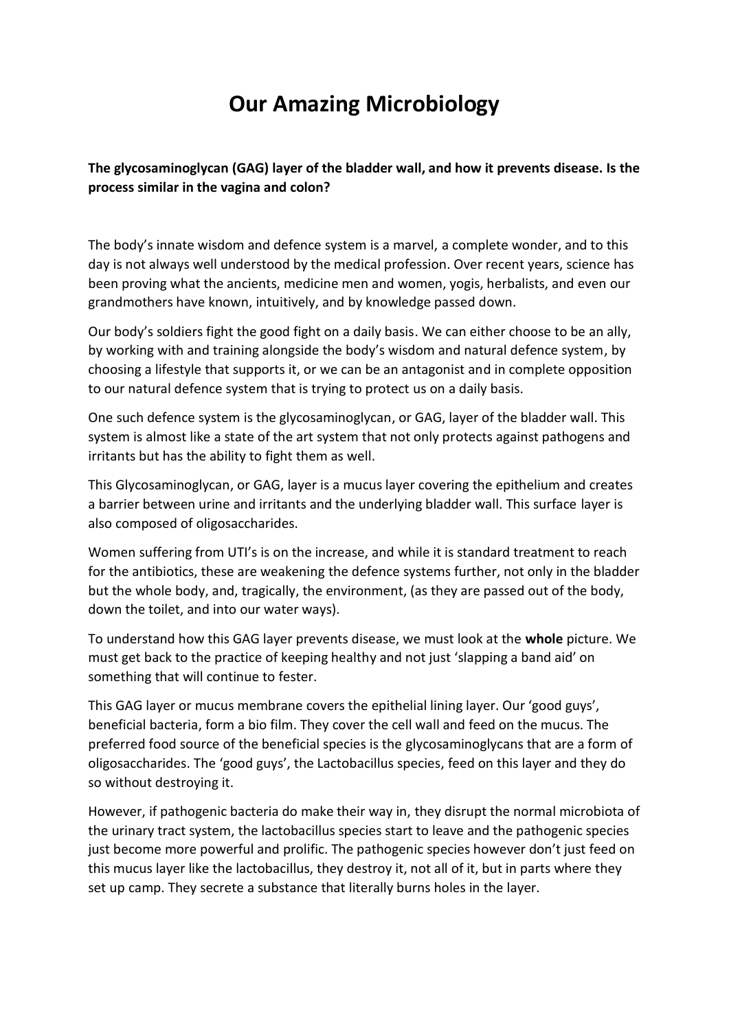# Our Amazing Microbiology

**The glycosaminoglycan (GAG) layer of the bladder wall, and how it prevents disease. Is the process similar in the vagina and colon?**

The body's innate wisdom and defence system is a marvel, a complete wonder, and to this day is not always well understood by the medical profession. Over recent years, science has been proving what the ancients, medicine men and women, yogis, herbalists, and even our grandmothers have known, intuitively, and by knowledge passed down.

Our body's soldiers fight the good fight on a daily basis. We can either choose to be an ally, by working with and training alongside the body's wisdom and natural defence system, by choosing a lifestyle that supports it, or we can be an antagonist and in complete opposition to our natural defence system that is trying to protect us on a daily basis.

One such defence system is the glycosaminoglycan, or GAG, layer of the bladder wall. This system is almost like a state of the art system that not only protects against pathogens and irritants but has the ability to fight them as well.

This Glycosaminoglycan, or GAG, layer is a mucus layer covering the epithelium and creates a barrier between urine and irritants and the underlying bladder wall. This surface layer is also composed of oligosaccharides.

Women suffering from UTI's is on the increase, and while it is standard treatment to reach for the antibiotics, these are weakening the defence systems further, not only in the bladder but the whole body, and, tragically, the environment, (as they are passed out of the body, down the toilet, and into our water ways).

To understand how this GAG layer prevents disease, we must look at the **whole** picture. We must get back to the practice of keeping healthy and not just 'slapping a band aid' on something that will continue to fester.

This GAG layer or mucus membrane covers the epithelial lining layer. Our 'good guys', beneficial bacteria, form a bio film. They cover the cell wall and feed on the mucus. The preferred food source of the beneficial species is the glycosaminoglycans that are a form of oligosaccharides. The 'good guys', the Lactobacillus species, feed on this layer and they do so without destroying it.

However, if pathogenic bacteria do make their way in, they disrupt the normal microbiota of the urinary tract system, the lactobacillus species start to leave and the pathogenic species just become more powerful and prolific. The pathogenic species however don't just feed on this mucus layer like the lactobacillus, they destroy it, not all of it, but in parts where they set up camp. They secrete a substance that literally burns holes in the layer.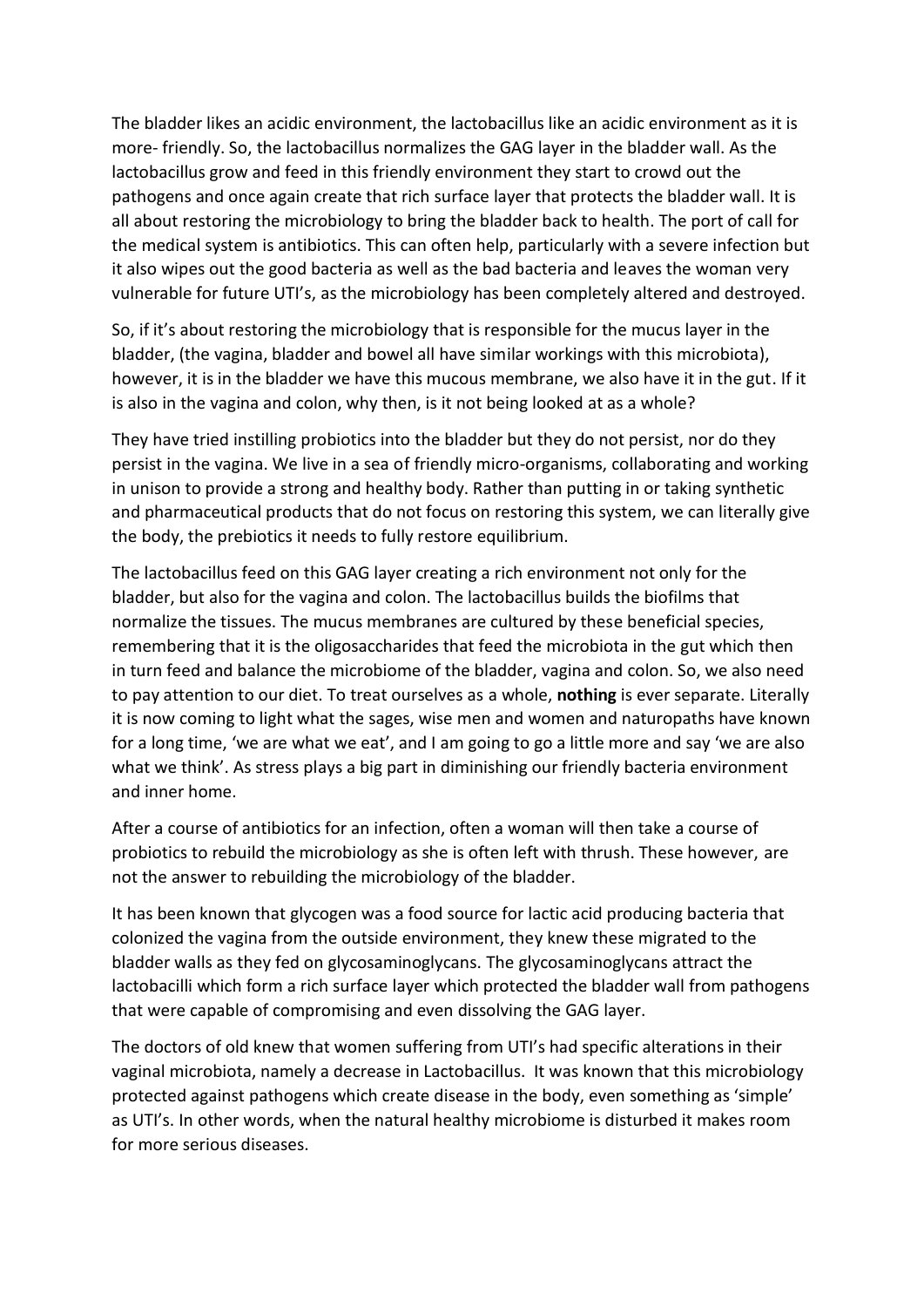The bladder likes an acidic environment, the lactobacillus like an acidic environment as it is more- friendly. So, the lactobacillus normalizes the GAG layer in the bladder wall. As the lactobacillus grow and feed in this friendly environment they start to crowd out the pathogens and once again create that rich surface layer that protects the bladder wall. It is all about restoring the microbiology to bring the bladder back to health. The port of call for the medical system is antibiotics. This can often help, particularly with a severe infection but it also wipes out the good bacteria as well as the bad bacteria and leaves the woman very vulnerable for future UTI's, as the microbiology has been completely altered and destroyed.

So, if it's about restoring the microbiology that is responsible for the mucus layer in the bladder, (the vagina, bladder and bowel all have similar workings with this microbiota), however, it is in the bladder we have this mucous membrane, we also have it in the gut. If it is also in the vagina and colon, why then, is it not being looked at as a whole?

They have tried instilling probiotics into the bladder but they do not persist, nor do they persist in the vagina. We live in a sea of friendly micro-organisms, collaborating and working in unison to provide a strong and healthy body. Rather than putting in or taking synthetic and pharmaceutical products that do not focus on restoring this system, we can literally give the body, the prebiotics it needs to fully restore equilibrium.

The lactobacillus feed on this GAG layer creating a rich environment not only for the bladder, but also for the vagina and colon. The lactobacillus builds the biofilms that normalize the tissues. The mucus membranes are cultured by these beneficial species, remembering that it is the oligosaccharides that feed the microbiota in the gut which then in turn feed and balance the microbiome of the bladder, vagina and colon. So, we also need to pay attention to our diet. To treat ourselves as a whole, **nothing** is ever separate. Literally it is now coming to light what the sages, wise men and women and naturopaths have known for a long time, 'we are what we eat', and I am going to go a little more and say 'we are also what we think'. As stress plays a big part in diminishing our friendly bacteria environment and inner home.

After a course of antibiotics for an infection, often a woman will then take a course of probiotics to rebuild the microbiology as she is often left with thrush. These however, are not the answer to rebuilding the microbiology of the bladder.

It has been known that glycogen was a food source for lactic acid producing bacteria that colonized the vagina from the outside environment, they knew these migrated to the bladder walls as they fed on glycosaminoglycans. The glycosaminoglycans attract the lactobacilli which form a rich surface layer which protected the bladder wall from pathogens that were capable of compromising and even dissolving the GAG layer.

The doctors of old knew that women suffering from UTI's had specific alterations in their vaginal microbiota, namely a decrease in Lactobacillus. It was known that this microbiology protected against pathogens which create disease in the body, even something as 'simple' as UTI's. In other words, when the natural healthy microbiome is disturbed it makes room for more serious diseases.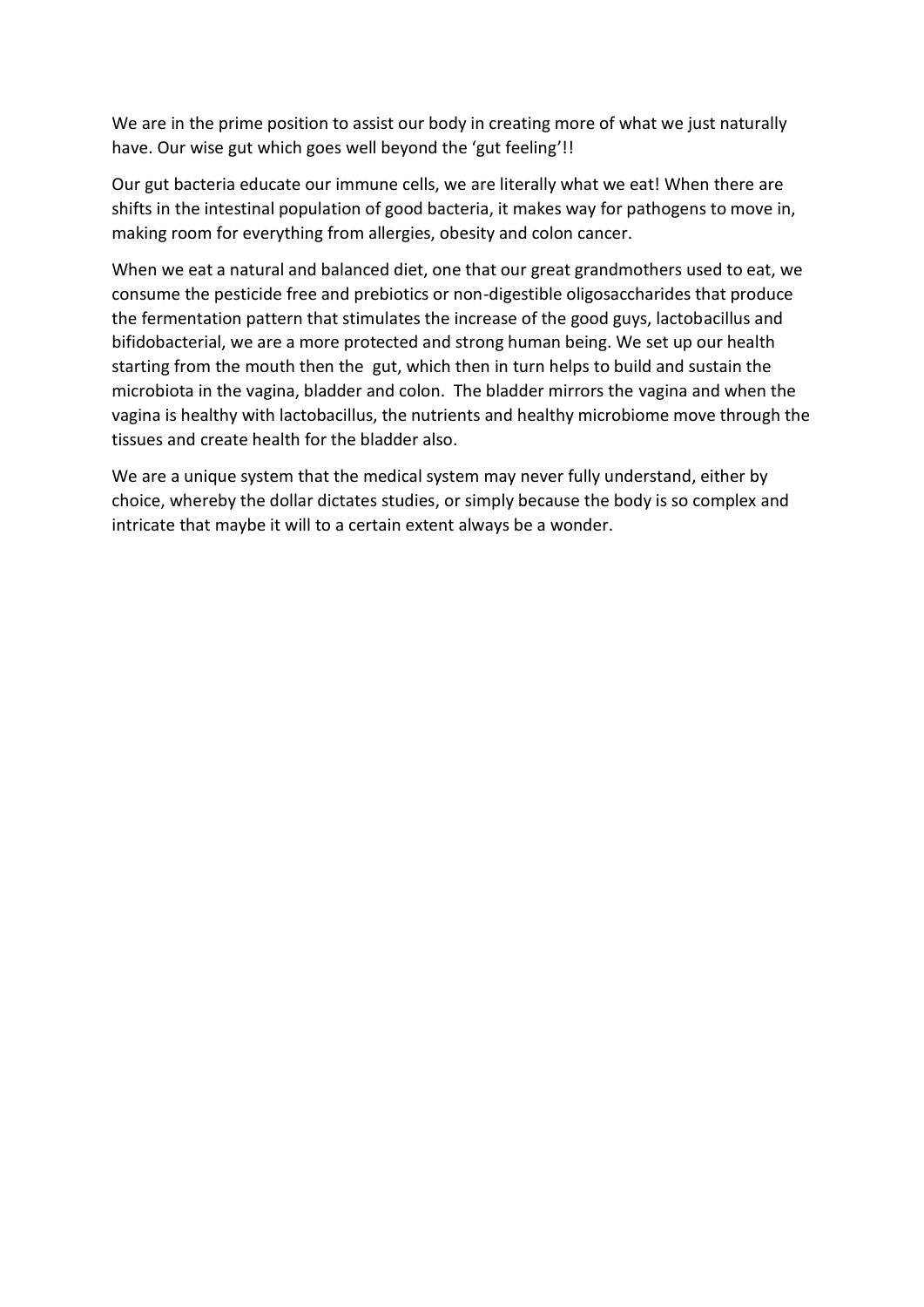We are in the prime position to assist our body in creating more of what we just naturally have. Our wise gut which goes well beyond the 'gut feeling'!!

Our gut bacteria educate our immune cells, we are literally what we eat! When there are shifts in the intestinal population of good bacteria, it makes way for pathogens to move in, making room for everything from allergies, obesity and colon cancer.

When we eat a natural and balanced diet, one that our great grandmothers used to eat, we consume the pesticide free and prebiotics or non-digestible oligosaccharides that produce the fermentation pattern that stimulates the increase of the good guys, lactobacillus and bifidobacterial, we are a more protected and strong human being. We set up our health starting from the mouth then the gut, which then in turn helps to build and sustain the microbiota in the vagina, bladder and colon. The bladder mirrors the vagina and when the vagina is healthy with lactobacillus, the nutrients and healthy microbiome move through the tissues and create health for the bladder also.

We are a unique system that the medical system may never fully understand, either by choice, whereby the dollar dictates studies, or simply because the body is so complex and intricate that maybe it will to a certain extent always be a wonder.